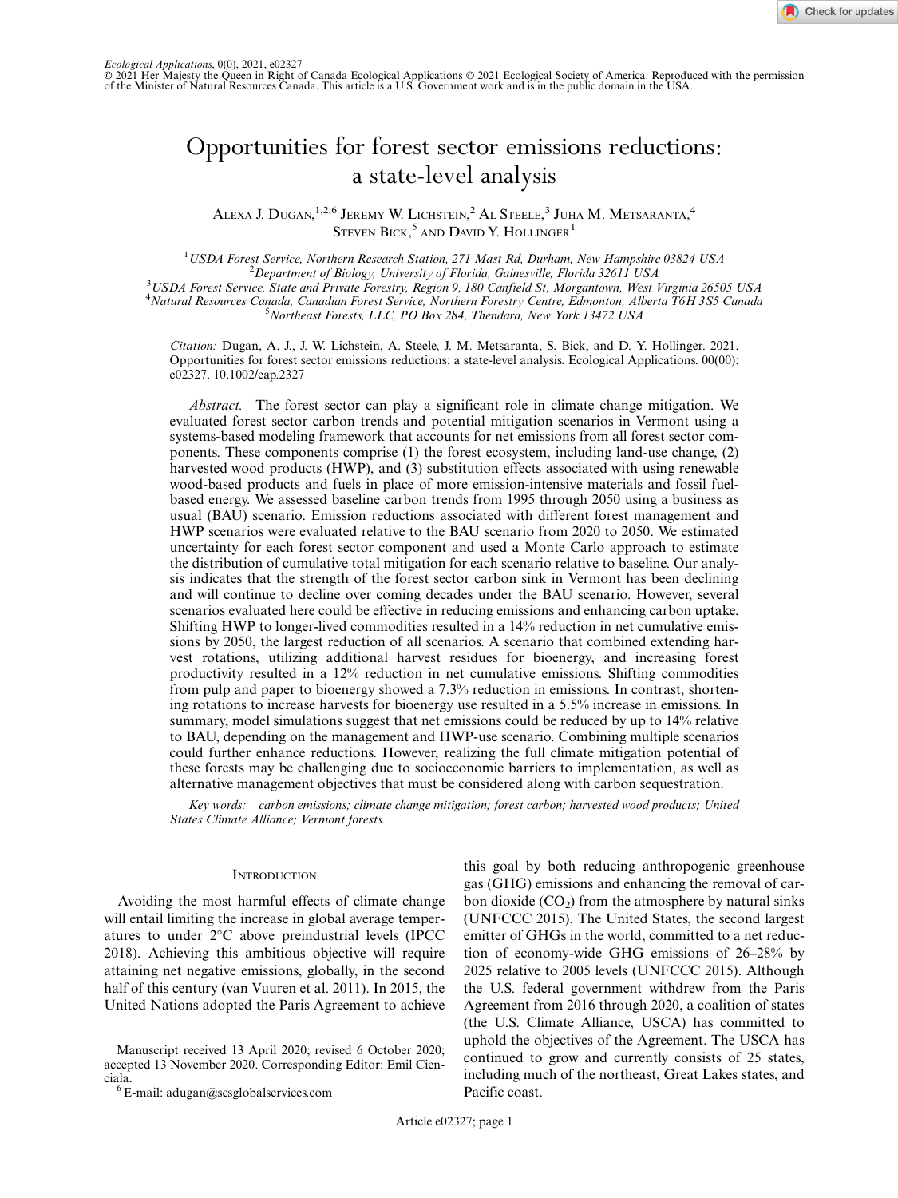*Ecological Applications*, 0(0), 2021, e02327
© 2021 Her Majesty the Queen in Right of Canada Ecological Applications © 2021 Ecological Society of America. Reproduced with the permission of the Minister of Natural Resources Canada. This article is a U.S. Government work and is in the public domain in the USA.

# Opportunities for forest sector emissions reductions: a state-level analysis

Alexa J. Dugan,[1,2,6] Jeremy W. Lichstein,[2] Al Steele,[3] Juha M. Metsaranta,[4] Steven Bick,[5] and David Y. Hollinger[1]

[1]*USDA Forest Service, Northern Research Station, 271 Mast Rd, Durham, New Hampshire 03824 USA*
[2]*Department of Biology, University of Florida, Gainesville, Florida 32611 USA*
[3]*USDA Forest Service, State and Private Forestry, Region 9, 180 Canfield St, Morgantown, West Virginia 26505 USA*
[4]*Natural Resources Canada, Canadian Forest Service, Northern Forestry Centre, Edmonton, Alberta T6H 3S5 Canada*
[5]*Northeast Forests, LLC, PO Box 284, Thendara, New York 13472 USA*

*Citation:* Dugan, A. J., J. W. Lichstein, A. Steele, J. M. Metsaranta, S. Bick, and D. Y. Hollinger. 2021. Opportunities for forest sector emissions reductions: a state-level analysis. Ecological Applications. 00(00): e02327. 10.1002/eap.2327

*Abstract.* The forest sector can play a significant role in climate change mitigation. We evaluated forest sector carbon trends and potential mitigation scenarios in Vermont using a systems-based modeling framework that accounts for net emissions from all forest sector components. These components comprise (1) the forest ecosystem, including land-use change, (2) harvested wood products (HWP), and (3) substitution effects associated with using renewable wood-based products and fuels in place of more emission-intensive materials and fossil fuel-based energy. We assessed baseline carbon trends from 1995 through 2050 using a business as usual (BAU) scenario. Emission reductions associated with different forest management and HWP scenarios were evaluated relative to the BAU scenario from 2020 to 2050. We estimated uncertainty for each forest sector component and used a Monte Carlo approach to estimate the distribution of cumulative total mitigation for each scenario relative to baseline. Our analysis indicates that the strength of the forest sector carbon sink in Vermont has been declining and will continue to decline over coming decades under the BAU scenario. However, several scenarios evaluated here could be effective in reducing emissions and enhancing carbon uptake. Shifting HWP to longer-lived commodities resulted in a 14% reduction in net cumulative emissions by 2050, the largest reduction of all scenarios. A scenario that combined extending harvest rotations, utilizing additional harvest residues for bioenergy, and increasing forest productivity resulted in a 12% reduction in net cumulative emissions. Shifting commodities from pulp and paper to bioenergy showed a 7.3% reduction in emissions. In contrast, shortening rotations to increase harvests for bioenergy use resulted in a 5.5% increase in emissions. In summary, model simulations suggest that net emissions could be reduced by up to 14% relative to BAU, depending on the management and HWP-use scenario. Combining multiple scenarios could further enhance reductions. However, realizing the full climate mitigation potential of these forests may be challenging due to socioeconomic barriers to implementation, as well as alternative management objectives that must be considered along with carbon sequestration.

*Key words:* *carbon emissions; climate change mitigation; forest carbon; harvested wood products; United States Climate Alliance; Vermont forests.*

## Introduction

Avoiding the most harmful effects of climate change will entail limiting the increase in global average temperatures to under 2°C above preindustrial levels (IPCC 2018). Achieving this ambitious objective will require attaining net negative emissions, globally, in the second half of this century (van Vuuren et al. 2011). In 2015, the United Nations adopted the Paris Agreement to achieve this goal by both reducing anthropogenic greenhouse gas (GHG) emissions and enhancing the removal of carbon dioxide ($CO_2$) from the atmosphere by natural sinks (UNFCCC 2015). The United States, the second largest emitter of GHGs in the world, committed to a net reduction of economy-wide GHG emissions of 26–28% by 2025 relative to 2005 levels (UNFCCC 2015). Although the U.S. federal government withdrew from the Paris Agreement from 2016 through 2020, a coalition of states (the U.S. Climate Alliance, USCA) has committed to uphold the objectives of the Agreement. The USCA has continued to grow and currently consists of 25 states, including much of the northeast, Great Lakes states, and Pacific coast.

Manuscript received 13 April 2020; revised 6 October 2020; accepted 13 November 2020. Corresponding Editor: Emil Cienciala.

[6] E-mail: adugan@scsglobalservices.com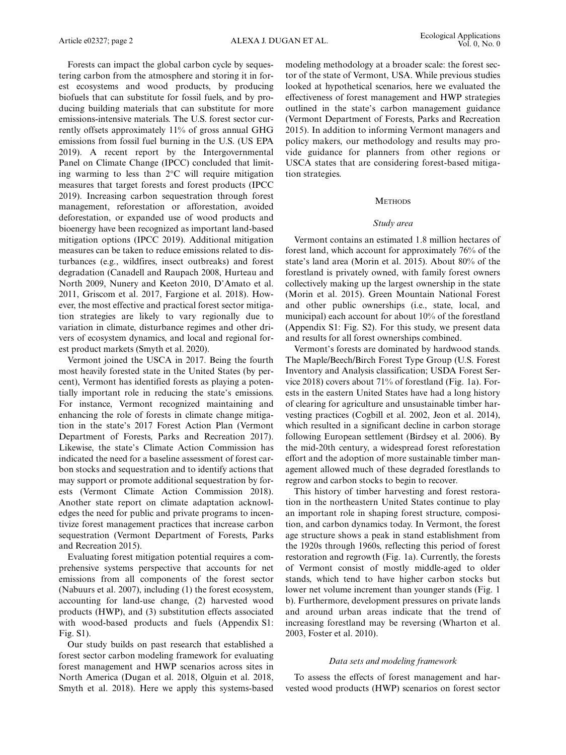Forests can impact the global carbon cycle by sequestering carbon from the atmosphere and storing it in forest ecosystems and wood products, by producing biofuels that can substitute for fossil fuels, and by producing building materials that can substitute for more emissions-intensive materials. The U.S. forest sector currently offsets approximately 11% of gross annual GHG emissions from fossil fuel burning in the U.S. (US EPA 2019). A recent report by the Intergovernmental Panel on Climate Change (IPCC) concluded that limiting warming to less than 2°C will require mitigation measures that target forests and forest products (IPCC 2019). Increasing carbon sequestration through forest management, reforestation or afforestation, avoided deforestation, or expanded use of wood products and bioenergy have been recognized as important land-based mitigation options (IPCC 2019). Additional mitigation measures can be taken to reduce emissions related to disturbances (e.g., wildfires, insect outbreaks) and forest degradation (Canadell and Raupach 2008, Hurteau and North 2009, Nunery and Keeton 2010, D'Amato et al. 2011, Griscom et al. 2017, Fargione et al. 2018). However, the most effective and practical forest sector mitigation strategies are likely to vary regionally due to variation in climate, disturbance regimes and other drivers of ecosystem dynamics, and local and regional forest product markets (Smyth et al. 2020).

Vermont joined the USCA in 2017. Being the fourth most heavily forested state in the United States (by percent), Vermont has identified forests as playing a potentially important role in reducing the state's emissions. For instance, Vermont recognized maintaining and enhancing the role of forests in climate change mitigation in the state's 2017 Forest Action Plan (Vermont Department of Forests, Parks and Recreation 2017). Likewise, the state's Climate Action Commission has indicated the need for a baseline assessment of forest carbon stocks and sequestration and to identify actions that may support or promote additional sequestration by forests (Vermont Climate Action Commission 2018). Another state report on climate adaptation acknowledges the need for public and private programs to incentivize forest management practices that increase carbon sequestration (Vermont Department of Forests, Parks and Recreation 2015).

Evaluating forest mitigation potential requires a comprehensive systems perspective that accounts for net emissions from all components of the forest sector (Nabuurs et al. 2007), including (1) the forest ecosystem, accounting for land-use change, (2) harvested wood products (HWP), and (3) substitution effects associated with wood-based products and fuels (Appendix S1: Fig. S1).

Our study builds on past research that established a forest sector carbon modeling framework for evaluating forest management and HWP scenarios across sites in North America (Dugan et al. 2018, Olguin et al. 2018, Smyth et al. 2018). Here we apply this systems-based modeling methodology at a broader scale: the forest sector of the state of Vermont, USA. While previous studies looked at hypothetical scenarios, here we evaluated the effectiveness of forest management and HWP strategies outlined in the state's carbon management guidance (Vermont Department of Forests, Parks and Recreation 2015). In addition to informing Vermont managers and policy makers, our methodology and results may provide guidance for planners from other regions or USCA states that are considering forest-based mitigation strategies.

## Methods

### *Study area*

Vermont contains an estimated 1.8 million hectares of forest land, which account for approximately 76% of the state's land area (Morin et al. 2015). About 80% of the forestland is privately owned, with family forest owners collectively making up the largest ownership in the state (Morin et al. 2015). Green Mountain National Forest and other public ownerships (i.e., state, local, and municipal) each account for about 10% of the forestland (Appendix S1: Fig. S2). For this study, we present data and results for all forest ownerships combined.

Vermont's forests are dominated by hardwood stands. The Maple/Beech/Birch Forest Type Group (U.S. Forest Inventory and Analysis classification; USDA Forest Service 2018) covers about 71% of forestland (Fig. 1a). Forests in the eastern United States have had a long history of clearing for agriculture and unsustainable timber harvesting practices (Cogbill et al. 2002, Jeon et al. 2014), which resulted in a significant decline in carbon storage following European settlement (Birdsey et al. 2006). By the mid-20th century, a widespread forest reforestation effort and the adoption of more sustainable timber management allowed much of these degraded forestlands to regrow and carbon stocks to begin to recover.

This history of timber harvesting and forest restoration in the northeastern United States continue to play an important role in shaping forest structure, composition, and carbon dynamics today. In Vermont, the forest age structure shows a peak in stand establishment from the 1920s through 1960s, reflecting this period of forest restoration and regrowth (Fig. 1a). Currently, the forests of Vermont consist of mostly middle-aged to older stands, which tend to have higher carbon stocks but lower net volume increment than younger stands (Fig. 1b). Furthermore, development pressures on private lands and around urban areas indicate that the trend of increasing forestland may be reversing (Wharton et al. 2003, Foster et al. 2010).

### *Data sets and modeling framework*

To assess the effects of forest management and harvested wood products (HWP) scenarios on forest sector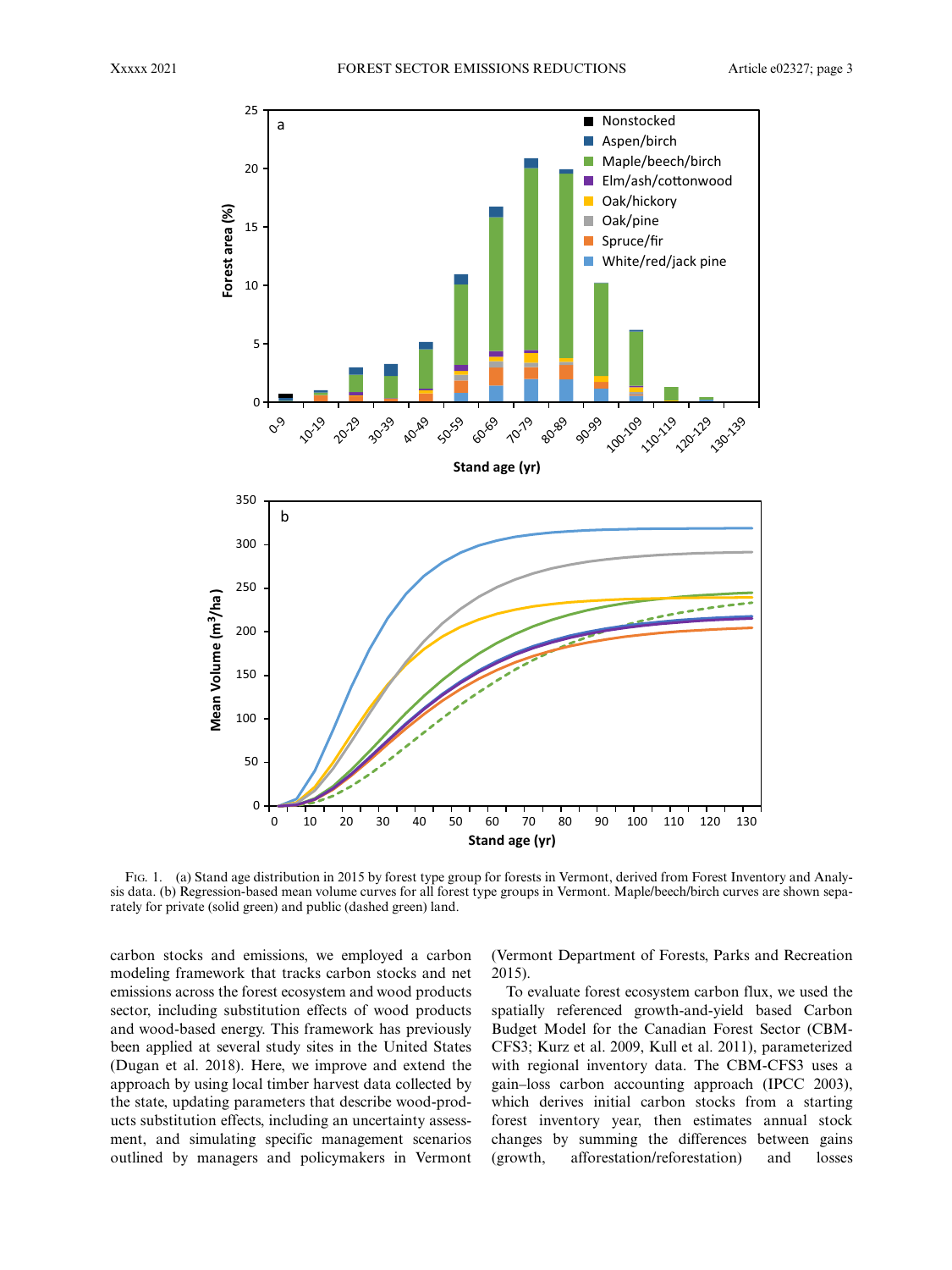Fig. 1. (a) Stand age distribution in 2015 by forest type group for forests in Vermont, derived from Forest Inventory and Analysis data. (b) Regression-based mean volume curves for all forest type groups in Vermont. Maple/beech/birch curves are shown separately for private (solid green) and public (dashed green) land.

carbon stocks and emissions, we employed a carbon modeling framework that tracks carbon stocks and net emissions across the forest ecosystem and wood products sector, including substitution effects of wood products and wood-based energy. This framework has previously been applied at several study sites in the United States (Dugan et al. 2018). Here, we improve and extend the approach by using local timber harvest data collected by the state, updating parameters that describe wood-products substitution effects, including an uncertainty assessment, and simulating specific management scenarios outlined by managers and policymakers in Vermont (Vermont Department of Forests, Parks and Recreation 2015).

To evaluate forest ecosystem carbon flux, we used the spatially referenced growth-and-yield based Carbon Budget Model for the Canadian Forest Sector (CBM-CFS3; Kurz et al. 2009, Kull et al. 2011), parameterized with regional inventory data. The CBM-CFS3 uses a gain–loss carbon accounting approach (IPCC 2003), which derives initial carbon stocks from a starting forest inventory year, then estimates annual stock changes by summing the differences between gains (growth, afforestation/reforestation) and losses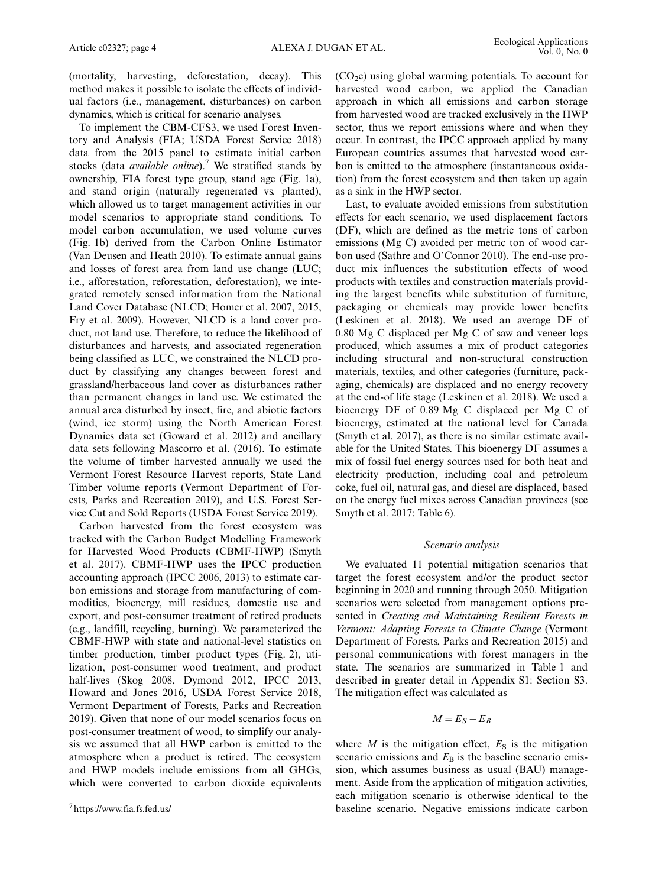(mortality, harvesting, deforestation, decay). This method makes it possible to isolate the effects of individual factors (i.e., management, disturbances) on carbon dynamics, which is critical for scenario analyses.

To implement the CBM-CFS3, we used Forest Inventory and Analysis (FIA; USDA Forest Service 2018) data from the 2015 panel to estimate initial carbon stocks (data *available online*).[7] We stratified stands by ownership, FIA forest type group, stand age (Fig. 1a), and stand origin (naturally regenerated vs. planted), which allowed us to target management activities in our model scenarios to appropriate stand conditions. To model carbon accumulation, we used volume curves (Fig. 1b) derived from the Carbon Online Estimator (Van Deusen and Heath 2010). To estimate annual gains and losses of forest area from land use change (LUC; i.e., afforestation, reforestation, deforestation), we integrated remotely sensed information from the National Land Cover Database (NLCD; Homer et al. 2007, 2015, Fry et al. 2009). However, NLCD is a land cover product, not land use. Therefore, to reduce the likelihood of disturbances and harvests, and associated regeneration being classified as LUC, we constrained the NLCD product by classifying any changes between forest and grassland/herbaceous land cover as disturbances rather than permanent changes in land use. We estimated the annual area disturbed by insect, fire, and abiotic factors (wind, ice storm) using the North American Forest Dynamics data set (Goward et al. 2012) and ancillary data sets following Mascorro et al. (2016). To estimate the volume of timber harvested annually we used the Vermont Forest Resource Harvest reports, State Land Timber volume reports (Vermont Department of Forests, Parks and Recreation 2019), and U.S. Forest Service Cut and Sold Reports (USDA Forest Service 2019).

Carbon harvested from the forest ecosystem was tracked with the Carbon Budget Modelling Framework for Harvested Wood Products (CBMF-HWP) (Smyth et al. 2017). CBMF-HWP uses the IPCC production accounting approach (IPCC 2006, 2013) to estimate carbon emissions and storage from manufacturing of commodities, bioenergy, mill residues, domestic use and export, and post-consumer treatment of retired products (e.g., landfill, recycling, burning). We parameterized the CBMF-HWP with state and national-level statistics on timber production, timber product types (Fig. 2), utilization, post-consumer wood treatment, and product half-lives (Skog 2008, Dymond 2012, IPCC 2013, Howard and Jones 2016, USDA Forest Service 2018, Vermont Department of Forests, Parks and Recreation 2019). Given that none of our model scenarios focus on post-consumer treatment of wood, to simplify our analysis we assumed that all HWP carbon is emitted to the atmosphere when a product is retired. The ecosystem and HWP models include emissions from all GHGs, which were converted to carbon dioxide equivalents ($CO_2e$) using global warming potentials. To account for harvested wood carbon, we applied the Canadian approach in which all emissions and carbon storage from harvested wood are tracked exclusively in the HWP sector, thus we report emissions where and when they occur. In contrast, the IPCC approach applied by many European countries assumes that harvested wood carbon is emitted to the atmosphere (instantaneous oxidation) from the forest ecosystem and then taken up again as a sink in the HWP sector.

[7] https://www.fia.fs.fed.us/

Last, to evaluate avoided emissions from substitution effects for each scenario, we used displacement factors (DF), which are defined as the metric tons of carbon emissions (Mg C) avoided per metric ton of wood carbon used (Sathre and O'Connor 2010). The end-use product mix influences the substitution effects of wood products with textiles and construction materials providing the largest benefits while substitution of furniture, packaging or chemicals may provide lower benefits (Leskinen et al. 2018). We used an average DF of 0.80 Mg C displaced per Mg C of saw and veneer logs produced, which assumes a mix of product categories including structural and non-structural construction materials, textiles, and other categories (furniture, packaging, chemicals) are displaced and no energy recovery at the end-of life stage (Leskinen et al. 2018). We used a bioenergy DF of 0.89 Mg C displaced per Mg C of bioenergy, estimated at the national level for Canada (Smyth et al. 2017), as there is no similar estimate available for the United States. This bioenergy DF assumes a mix of fossil fuel energy sources used for both heat and electricity production, including coal and petroleum coke, fuel oil, natural gas, and diesel are displaced, based on the energy fuel mixes across Canadian provinces (see Smyth et al. 2017: Table 6).

### *Scenario analysis*

We evaluated 11 potential mitigation scenarios that target the forest ecosystem and/or the product sector beginning in 2020 and running through 2050. Mitigation scenarios were selected from management options presented in *Creating and Maintaining Resilient Forests in Vermont: Adapting Forests to Climate Change* (Vermont Department of Forests, Parks and Recreation 2015) and personal communications with forest managers in the state. The scenarios are summarized in Table 1 and described in greater detail in Appendix S1: Section S3. The mitigation effect was calculated as

$$M = E_S - E_B$$

where $M$ is the mitigation effect, $E_S$ is the mitigation scenario emissions and $E_B$ is the baseline scenario emission, which assumes business as usual (BAU) management. Aside from the application of mitigation activities, each mitigation scenario is otherwise identical to the baseline scenario. Negative emissions indicate carbon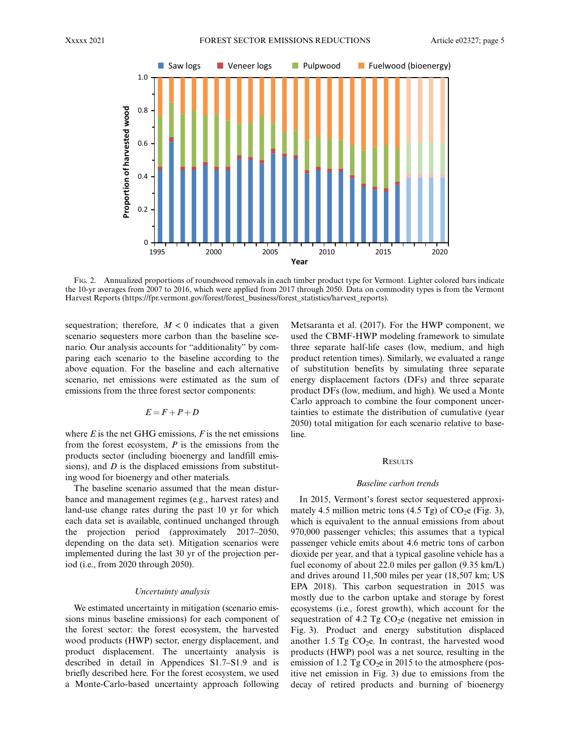Fig. 2. Annualized proportions of roundwood removals in each timber product type for Vermont. Lighter colored bars indicate the 10-yr averages from 2007 to 2016, which were applied from 2017 through 2050. Data on commodity types is from the Vermont Harvest Reports (https://fpr.vermont.gov/forest/forest_business/forest_statistics/harvest_reports).

sequestration; therefore, $M < 0$ indicates that a given scenario sequesters more carbon than the baseline scenario. Our analysis accounts for "additionality" by comparing each scenario to the baseline according to the above equation. For the baseline and each alternative scenario, net emissions were estimated as the sum of emissions from the three forest sector components:

$$E = F + P + D$$

where $E$ is the net GHG emissions, $F$ is the net emissions from the forest ecosystem, $P$ is the emissions from the products sector (including bioenergy and landfill emissions), and $D$ is the displaced emissions from substituting wood for bioenergy and other materials.

The baseline scenario assumed that the mean disturbance and management regimes (e.g., harvest rates) and land-use change rates during the past 10 yr for which each data set is available, continued unchanged through the projection period (approximately 2017–2050, depending on the data set). Mitigation scenarios were implemented during the last 30 yr of the projection period (i.e., from 2020 through 2050).

### *Uncertainty analysis*

We estimated uncertainty in mitigation (scenario emissions minus baseline emissions) for each component of the forest sector: the forest ecosystem, the harvested wood products (HWP) sector, energy displacement, and product displacement. The uncertainty analysis is described in detail in Appendices S1.7–S1.9 and is briefly described here. For the forest ecosystem, we used a Monte-Carlo-based uncertainty approach following Metsaranta et al. (2017). For the HWP component, we used the CBMF-HWP modeling framework to simulate three separate half-life cases (low, medium, and high product retention times). Similarly, we evaluated a range of substitution benefits by simulating three separate energy displacement factors (DFs) and three separate product DFs (low, medium, and high). We used a Monte Carlo approach to combine the four component uncertainties to estimate the distribution of cumulative (year 2050) total mitigation for each scenario relative to baseline.

## Results

### *Baseline carbon trends*

In 2015, Vermont's forest sector sequestered approximately 4.5 million metric tons (4.5 Tg) of $CO_2e$ (Fig. 3), which is equivalent to the annual emissions from about 970,000 passenger vehicles; this assumes that a typical passenger vehicle emits about 4.6 metric tons of carbon dioxide per year, and that a typical gasoline vehicle has a fuel economy of about 22.0 miles per gallon (9.35 km/L) and drives around 11,500 miles per year (18,507 km; US EPA 2018). This carbon sequestration in 2015 was mostly due to the carbon uptake and storage by forest ecosystems (i.e., forest growth), which account for the sequestration of 4.2 Tg $CO_2e$ (negative net emission in Fig. 3). Product and energy substitution displaced another 1.5 Tg $CO_2e$. In contrast, the harvested wood products (HWP) pool was a net source, resulting in the emission of 1.2 Tg $CO_2e$ in 2015 to the atmosphere (positive net emission in Fig. 3) due to emissions from the decay of retired products and burning of bioenergy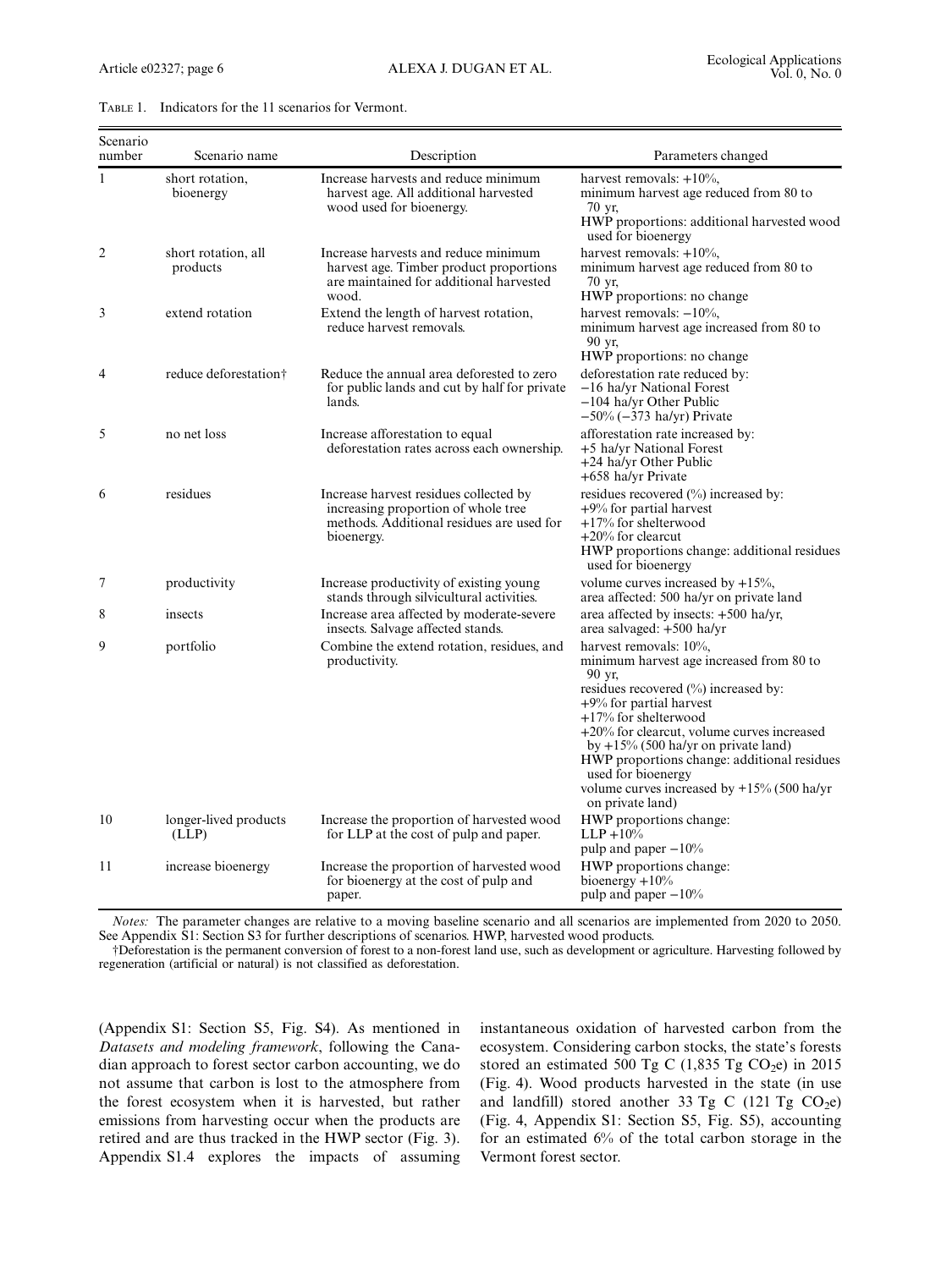TABLE 1. Indicators for the 11 scenarios for Vermont.

| Scenario number | Scenario name | Description | Parameters changed |
|---|---|---|---|
| 1 | short rotation, bioenergy | Increase harvests and reduce minimum harvest age. All additional harvested wood used for bioenergy. | harvest removals: +10%, minimum harvest age reduced from 80 to 70 yr, HWP proportions: additional harvested wood used for bioenergy |
| 2 | short rotation, all products | Increase harvests and reduce minimum harvest age. Timber product proportions are maintained for additional harvested wood. | harvest removals: +10%, minimum harvest age reduced from 80 to 70 yr, HWP proportions: no change |
| 3 | extend rotation | Extend the length of harvest rotation, reduce harvest removals. | harvest removals: −10%, minimum harvest age increased from 80 to 90 yr, HWP proportions: no change |
| 4 | reduce deforestation† | Reduce the annual area deforested to zero for public lands and cut by half for private lands. | deforestation rate reduced by: −16 ha/yr National Forest −104 ha/yr Other Public −50% (−373 ha/yr) Private |
| 5 | no net loss | Increase afforestation to equal deforestation rates across each ownership. | afforestation rate increased by: +5 ha/yr National Forest +24 ha/yr Other Public +658 ha/yr Private |
| 6 | residues | Increase harvest residues collected by increasing proportion of whole tree methods. Additional residues are used for bioenergy. | residues recovered (%) increased by: +9% for partial harvest +17% for shelterwood +20% for clearcut HWP proportions change: additional residues used for bioenergy |
| 7 | productivity | Increase productivity of existing young stands through silvicultural activities. | volume curves increased by +15%, area affected: 500 ha/yr on private land |
| 8 | insects | Increase area affected by moderate-severe insects. Salvage affected stands. | area affected by insects: +500 ha/yr, area salvaged: +500 ha/yr |
| 9 | portfolio | Combine the extend rotation, residues, and productivity. | harvest removals: 10%, minimum harvest age increased from 80 to 90 yr, residues recovered (%) increased by: +9% for partial harvest +17% for shelterwood +20% for clearcut, volume curves increased by +15% (500 ha/yr on private land) HWP proportions change: additional residues used for bioenergy volume curves increased by +15% (500 ha/yr on private land) |
| 10 | longer-lived products (LLP) | Increase the proportion of harvested wood for LLP at the cost of pulp and paper. | HWP proportions change: LLP +10% pulp and paper −10% |
| 11 | increase bioenergy | Increase the proportion of harvested wood for bioenergy at the cost of pulp and paper. | HWP proportions change: bioenergy +10% pulp and paper −10% |

*Notes:* The parameter changes are relative to a moving baseline scenario and all scenarios are implemented from 2020 to 2050. See Appendix S1: Section S3 for further descriptions of scenarios. HWP, harvested wood products.

†Deforestation is the permanent conversion of forest to a non-forest land use, such as development or agriculture. Harvesting followed by regeneration (artificial or natural) is not classified as deforestation.

(Appendix S1: Section S5, Fig. S4). As mentioned in *Datasets and modeling framework*, following the Canadian approach to forest sector carbon accounting, we do not assume that carbon is lost to the atmosphere from the forest ecosystem when it is harvested, but rather emissions from harvesting occur when the products are retired and are thus tracked in the HWP sector (Fig. 3). Appendix S1.4 explores the impacts of assuming instantaneous oxidation of harvested carbon from the ecosystem. Considering carbon stocks, the state's forests stored an estimated 500 Tg C (1,835 Tg $CO_2e$) in 2015 (Fig. 4). Wood products harvested in the state (in use and landfill) stored another 33 Tg C (121 Tg $CO_2e$) (Fig. 4, Appendix S1: Section S5, Fig. S5), accounting for an estimated 6% of the total carbon storage in the Vermont forest sector.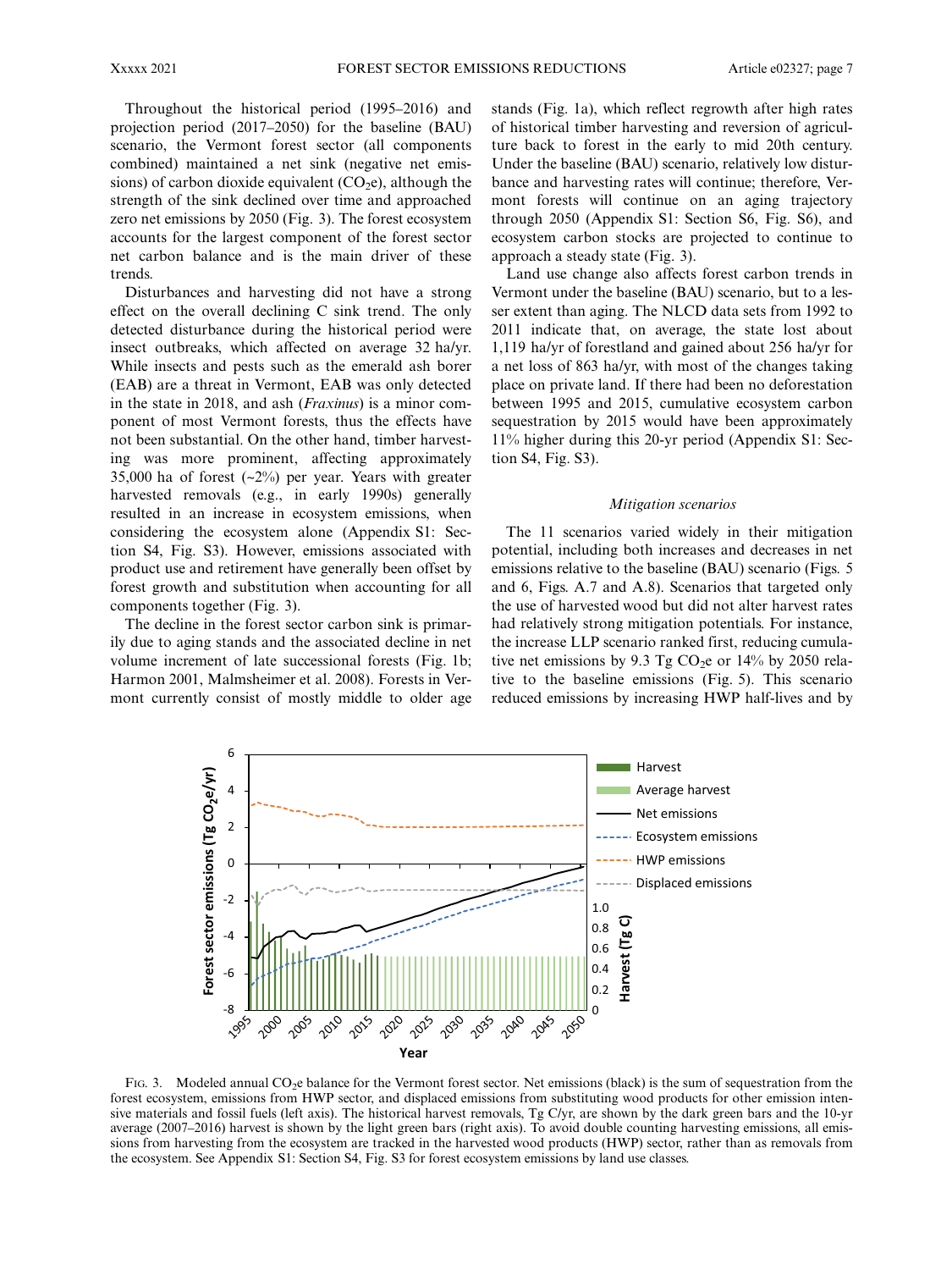Throughout the historical period (1995–2016) and projection period (2017–2050) for the baseline (BAU) scenario, the Vermont forest sector (all components combined) maintained a net sink (negative net emissions) of carbon dioxide equivalent ($CO_2e$), although the strength of the sink declined over time and approached zero net emissions by 2050 (Fig. 3). The forest ecosystem accounts for the largest component of the forest sector net carbon balance and is the main driver of these trends.

Disturbances and harvesting did not have a strong effect on the overall declining C sink trend. The only detected disturbance during the historical period were insect outbreaks, which affected on average 32 ha/yr. While insects and pests such as the emerald ash borer (EAB) are a threat in Vermont, EAB was only detected in the state in 2018, and ash (*Fraxinus*) is a minor component of most Vermont forests, thus the effects have not been substantial. On the other hand, timber harvesting was more prominent, affecting approximately 35,000 ha of forest (~2%) per year. Years with greater harvested removals (e.g., in early 1990s) generally resulted in an increase in ecosystem emissions, when considering the ecosystem alone (Appendix S1: Section S4, Fig. S3). However, emissions associated with product use and retirement have generally been offset by forest growth and substitution when accounting for all components together (Fig. 3).

The decline in the forest sector carbon sink is primarily due to aging stands and the associated decline in net volume increment of late successional forests (Fig. 1b; Harmon 2001, Malmsheimer et al. 2008). Forests in Vermont currently consist of mostly middle to older age stands (Fig. 1a), which reflect regrowth after high rates of historical timber harvesting and reversion of agriculture back to forest in the early to mid 20th century. Under the baseline (BAU) scenario, relatively low disturbance and harvesting rates will continue; therefore, Vermont forests will continue on an aging trajectory through 2050 (Appendix S1: Section S6, Fig. S6), and ecosystem carbon stocks are projected to continue to approach a steady state (Fig. 3).

Land use change also affects forest carbon trends in Vermont under the baseline (BAU) scenario, but to a lesser extent than aging. The NLCD data sets from 1992 to 2011 indicate that, on average, the state lost about 1,119 ha/yr of forestland and gained about 256 ha/yr for a net loss of 863 ha/yr, with most of the changes taking place on private land. If there had been no deforestation between 1995 and 2015, cumulative ecosystem carbon sequestration by 2015 would have been approximately 11% higher during this 20-yr period (Appendix S1: Section S4, Fig. S3).

### *Mitigation scenarios*

The 11 scenarios varied widely in their mitigation potential, including both increases and decreases in net emissions relative to the baseline (BAU) scenario (Figs. 5 and 6, Figs. A.7 and A.8). Scenarios that targeted only the use of harvested wood but did not alter harvest rates had relatively strong mitigation potentials. For instance, the increase LLP scenario ranked first, reducing cumulative net emissions by 9.3 Tg $CO_2e$ or 14% by 2050 relative to the baseline emissions (Fig. 5). This scenario reduced emissions by increasing HWP half-lives and by

Fig. 3. Modeled annual $CO_2e$ balance for the Vermont forest sector. Net emissions (black) is the sum of sequestration from the forest ecosystem, emissions from HWP sector, and displaced emissions from substituting wood products for other emission intensive materials and fossil fuels (left axis). The historical harvest removals, Tg C/yr, are shown by the dark green bars and the 10-yr average (2007–2016) harvest is shown by the light green bars (right axis). To avoid double counting harvesting emissions, all emissions from harvesting from the ecosystem are tracked in the harvested wood products (HWP) sector, rather than as removals from the ecosystem. See Appendix S1: Section S4, Fig. S3 for forest ecosystem emissions by land use classes.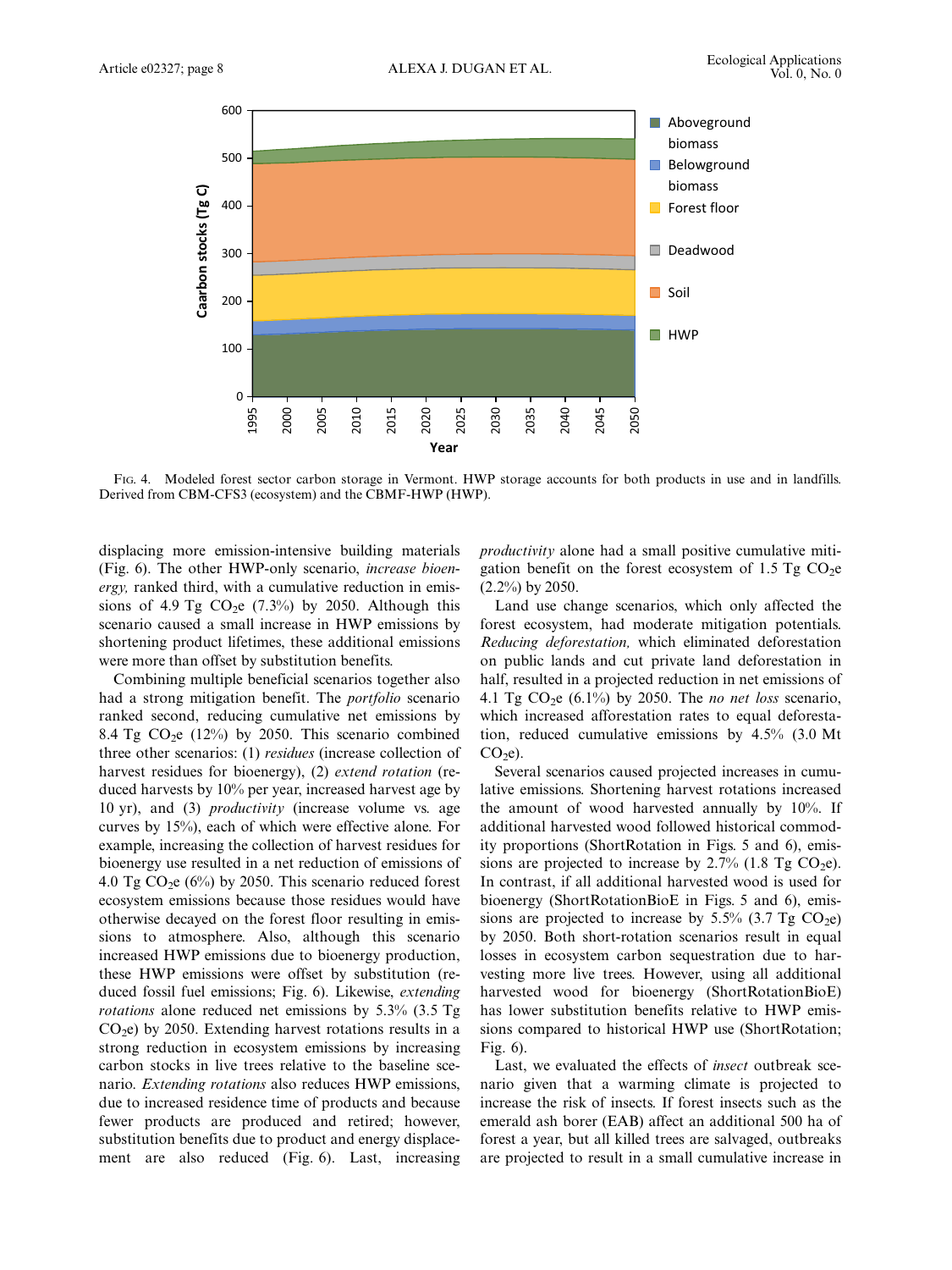Fig. 4. Modeled forest sector carbon storage in Vermont. HWP storage accounts for both products in use and in landfills. Derived from CBM-CFS3 (ecosystem) and the CBMF-HWP (HWP).

displacing more emission-intensive building materials (Fig. 6). The other HWP-only scenario, *increase bioenergy,* ranked third, with a cumulative reduction in emissions of 4.9 Tg $CO_2$e (7.3%) by 2050. Although this scenario caused a small increase in HWP emissions by shortening product lifetimes, these additional emissions were more than offset by substitution benefits.

Combining multiple beneficial scenarios together also had a strong mitigation benefit. The *portfolio* scenario ranked second, reducing cumulative net emissions by 8.4 Tg $CO_2$e (12%) by 2050. This scenario combined three other scenarios: (1) *residues* (increase collection of harvest residues for bioenergy), (2) *extend rotation* (reduced harvests by 10% per year, increased harvest age by 10 yr), and (3) *productivity* (increase volume vs. age curves by 15%), each of which were effective alone. For example, increasing the collection of harvest residues for bioenergy use resulted in a net reduction of emissions of 4.0 Tg $CO_2$e (6%) by 2050. This scenario reduced forest ecosystem emissions because those residues would have otherwise decayed on the forest floor resulting in emissions to atmosphere. Also, although this scenario increased HWP emissions due to bioenergy production, these HWP emissions were offset by substitution (reduced fossil fuel emissions; Fig. 6). Likewise, *extending rotations* alone reduced net emissions by 5.3% (3.5 Tg $CO_2$e) by 2050. Extending harvest rotations results in a strong reduction in ecosystem emissions by increasing carbon stocks in live trees relative to the baseline scenario. *Extending rotations* also reduces HWP emissions, due to increased residence time of products and because fewer products are produced and retired; however, substitution benefits due to product and energy displacement are also reduced (Fig. 6). Last, increasing *productivity* alone had a small positive cumulative mitigation benefit on the forest ecosystem of 1.5 Tg $CO_2$e (2.2%) by 2050.

Land use change scenarios, which only affected the forest ecosystem, had moderate mitigation potentials. *Reducing deforestation,* which eliminated deforestation on public lands and cut private land deforestation in half, resulted in a projected reduction in net emissions of 4.1 Tg $CO_2$e (6.1%) by 2050. The *no net loss* scenario, which increased afforestation rates to equal deforestation, reduced cumulative emissions by 4.5% (3.0 Mt $CO_2$e).

Several scenarios caused projected increases in cumulative emissions. Shortening harvest rotations increased the amount of wood harvested annually by 10%. If additional harvested wood followed historical commodity proportions (ShortRotation in Figs. 5 and 6), emissions are projected to increase by 2.7% (1.8 Tg $CO_2$e). In contrast, if all additional harvested wood is used for bioenergy (ShortRotationBioE in Figs. 5 and 6), emissions are projected to increase by 5.5% (3.7 Tg $CO_2$e) by 2050. Both short-rotation scenarios result in equal losses in ecosystem carbon sequestration due to harvesting more live trees. However, using all additional harvested wood for bioenergy (ShortRotationBioE) has lower substitution benefits relative to HWP emissions compared to historical HWP use (ShortRotation; Fig. 6).

Last, we evaluated the effects of *insect* outbreak scenario given that a warming climate is projected to increase the risk of insects. If forest insects such as the emerald ash borer (EAB) affect an additional 500 ha of forest a year, but all killed trees are salvaged, outbreaks are projected to result in a small cumulative increase in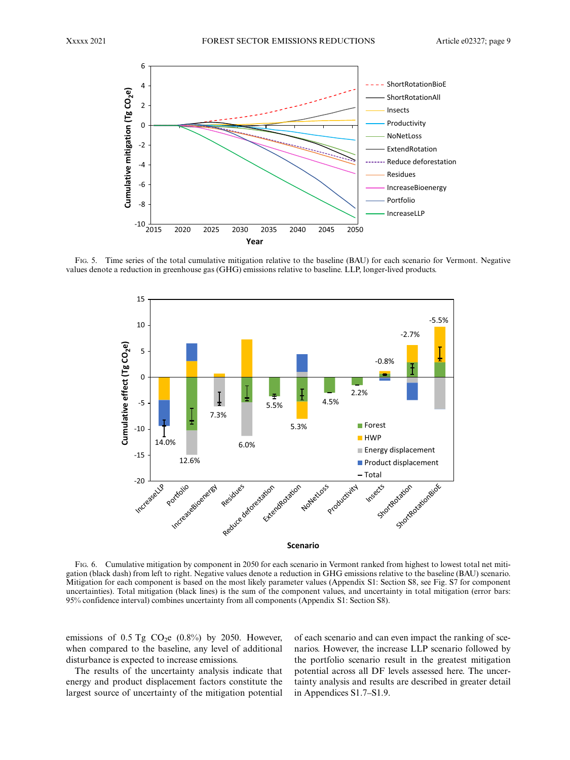Fig. 5. Time series of the total cumulative mitigation relative to the baseline (BAU) for each scenario for Vermont. Negative values denote a reduction in greenhouse gas (GHG) emissions relative to baseline. LLP, longer-lived products.

Fig. 6. Cumulative mitigation by component in 2050 for each scenario in Vermont ranked from highest to lowest total net mitigation (black dash) from left to right. Negative values denote a reduction in GHG emissions relative to the baseline (BAU) scenario. Mitigation for each component is based on the most likely parameter values (Appendix S1: Section S8, see Fig. S7 for component uncertainties). Total mitigation (black lines) is the sum of the component values, and uncertainty in total mitigation (error bars: 95% confidence interval) combines uncertainty from all components (Appendix S1: Section S8).

emissions of 0.5 Tg $CO_2e$ (0.8%) by 2050. However, when compared to the baseline, any level of additional disturbance is expected to increase emissions.

The results of the uncertainty analysis indicate that energy and product displacement factors constitute the largest source of uncertainty of the mitigation potential of each scenario and can even impact the ranking of scenarios. However, the increase LLP scenario followed by the portfolio scenario result in the greatest mitigation potential across all DF levels assessed here. The uncertainty analysis and results are described in greater detail in Appendices S1.7–S1.9.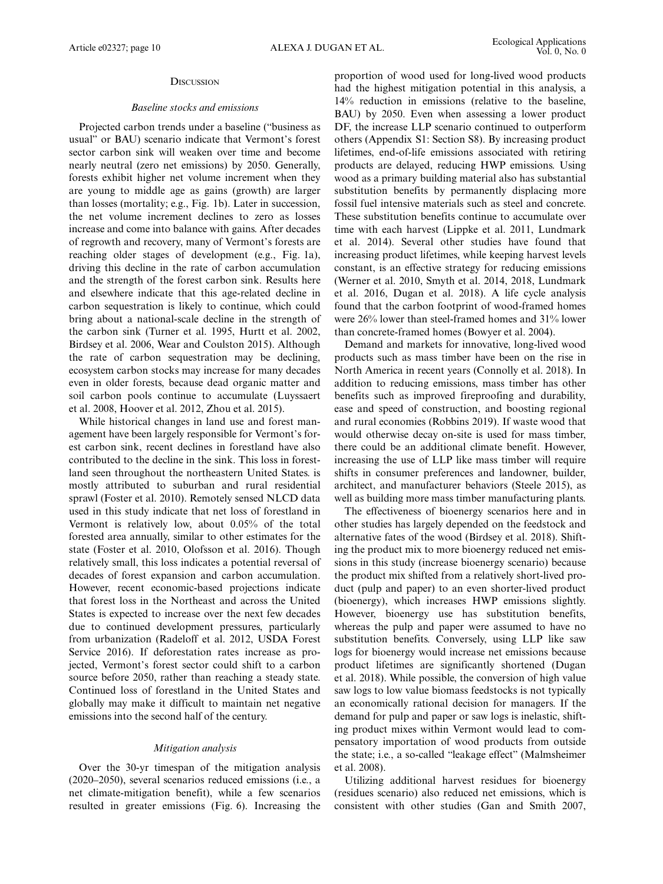## Discussion

### *Baseline stocks and emissions*

Projected carbon trends under a baseline ("business as usual" or BAU) scenario indicate that Vermont's forest sector carbon sink will weaken over time and become nearly neutral (zero net emissions) by 2050. Generally, forests exhibit higher net volume increment when they are young to middle age as gains (growth) are larger than losses (mortality; e.g., Fig. 1b). Later in succession, the net volume increment declines to zero as losses increase and come into balance with gains. After decades of regrowth and recovery, many of Vermont's forests are reaching older stages of development (e.g., Fig. 1a), driving this decline in the rate of carbon accumulation and the strength of the forest carbon sink. Results here and elsewhere indicate that this age-related decline in carbon sequestration is likely to continue, which could bring about a national-scale decline in the strength of the carbon sink (Turner et al. 1995, Hurtt et al. 2002, Birdsey et al. 2006, Wear and Coulston 2015). Although the rate of carbon sequestration may be declining, ecosystem carbon stocks may increase for many decades even in older forests, because dead organic matter and soil carbon pools continue to accumulate (Luyssaert et al. 2008, Hoover et al. 2012, Zhou et al. 2015).

While historical changes in land use and forest management have been largely responsible for Vermont's forest carbon sink, recent declines in forestland have also contributed to the decline in the sink. This loss in forestland seen throughout the northeastern United States. is mostly attributed to suburban and rural residential sprawl (Foster et al. 2010). Remotely sensed NLCD data used in this study indicate that net loss of forestland in Vermont is relatively low, about 0.05% of the total forested area annually, similar to other estimates for the state (Foster et al. 2010, Olofsson et al. 2016). Though relatively small, this loss indicates a potential reversal of decades of forest expansion and carbon accumulation. However, recent economic-based projections indicate that forest loss in the Northeast and across the United States is expected to increase over the next few decades due to continued development pressures, particularly from urbanization (Radeloff et al. 2012, USDA Forest Service 2016). If deforestation rates increase as projected, Vermont's forest sector could shift to a carbon source before 2050, rather than reaching a steady state. Continued loss of forestland in the United States and globally may make it difficult to maintain net negative emissions into the second half of the century.

### *Mitigation analysis*

Over the 30-yr timespan of the mitigation analysis (2020–2050), several scenarios reduced emissions (i.e., a net climate-mitigation benefit), while a few scenarios resulted in greater emissions (Fig. 6). Increasing the proportion of wood used for long-lived wood products had the highest mitigation potential in this analysis, a 14% reduction in emissions (relative to the baseline, BAU) by 2050. Even when assessing a lower product DF, the increase LLP scenario continued to outperform others (Appendix S1: Section S8). By increasing product lifetimes, end-of-life emissions associated with retiring products are delayed, reducing HWP emissions. Using wood as a primary building material also has substantial substitution benefits by permanently displacing more fossil fuel intensive materials such as steel and concrete. These substitution benefits continue to accumulate over time with each harvest (Lippke et al. 2011, Lundmark et al. 2014). Several other studies have found that increasing product lifetimes, while keeping harvest levels constant, is an effective strategy for reducing emissions (Werner et al. 2010, Smyth et al. 2014, 2018, Lundmark et al. 2016, Dugan et al. 2018). A life cycle analysis found that the carbon footprint of wood-framed homes were 26% lower than steel-framed homes and 31% lower than concrete-framed homes (Bowyer et al. 2004).

Demand and markets for innovative, long-lived wood products such as mass timber have been on the rise in North America in recent years (Connolly et al. 2018). In addition to reducing emissions, mass timber has other benefits such as improved fireproofing and durability, ease and speed of construction, and boosting regional and rural economies (Robbins 2019). If waste wood that would otherwise decay on-site is used for mass timber, there could be an additional climate benefit. However, increasing the use of LLP like mass timber will require shifts in consumer preferences and landowner, builder, architect, and manufacturer behaviors (Steele 2015), as well as building more mass timber manufacturing plants.

The effectiveness of bioenergy scenarios here and in other studies has largely depended on the feedstock and alternative fates of the wood (Birdsey et al. 2018). Shifting the product mix to more bioenergy reduced net emissions in this study (increase bioenergy scenario) because the product mix shifted from a relatively short-lived product (pulp and paper) to an even shorter-lived product (bioenergy), which increases HWP emissions slightly. However, bioenergy use has substitution benefits, whereas the pulp and paper were assumed to have no substitution benefits. Conversely, using LLP like saw logs for bioenergy would increase net emissions because product lifetimes are significantly shortened (Dugan et al. 2018). While possible, the conversion of high value saw logs to low value biomass feedstocks is not typically an economically rational decision for managers. If the demand for pulp and paper or saw logs is inelastic, shifting product mixes within Vermont would lead to compensatory importation of wood products from outside the state; i.e., a so-called "leakage effect" (Malmsheimer et al. 2008).

Utilizing additional harvest residues for bioenergy (residues scenario) also reduced net emissions, which is consistent with other studies (Gan and Smith 2007,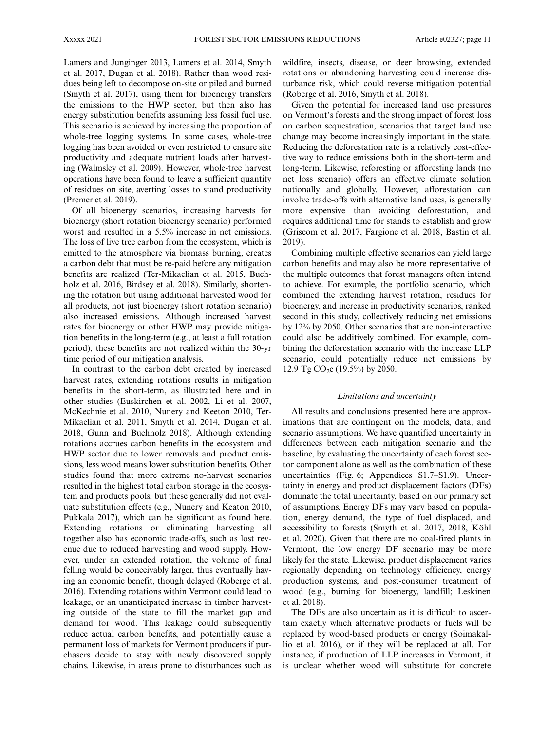Lamers and Junginger 2013, Lamers et al. 2014, Smyth et al. 2017, Dugan et al. 2018). Rather than wood residues being left to decompose on-site or piled and burned (Smyth et al. 2017), using them for bioenergy transfers the emissions to the HWP sector, but then also has energy substitution benefits assuming less fossil fuel use. This scenario is achieved by increasing the proportion of whole-tree logging systems. In some cases, whole-tree logging has been avoided or even restricted to ensure site productivity and adequate nutrient loads after harvesting (Walmsley et al. 2009). However, whole-tree harvest operations have been found to leave a sufficient quantity of residues on site, averting losses to stand productivity (Premer et al. 2019).

Of all bioenergy scenarios, increasing harvests for bioenergy (short rotation bioenergy scenario) performed worst and resulted in a 5.5% increase in net emissions. The loss of live tree carbon from the ecosystem, which is emitted to the atmosphere via biomass burning, creates a carbon debt that must be re-paid before any mitigation benefits are realized (Ter-Mikaelian et al. 2015, Buchholz et al. 2016, Birdsey et al. 2018). Similarly, shortening the rotation but using additional harvested wood for all products, not just bioenergy (short rotation scenario) also increased emissions. Although increased harvest rates for bioenergy or other HWP may provide mitigation benefits in the long-term (e.g., at least a full rotation period), these benefits are not realized within the 30-yr time period of our mitigation analysis.

In contrast to the carbon debt created by increased harvest rates, extending rotations results in mitigation benefits in the short-term, as illustrated here and in other studies (Euskirchen et al. 2002, Li et al. 2007, McKechnie et al. 2010, Nunery and Keeton 2010, Ter-Mikaelian et al. 2011, Smyth et al. 2014, Dugan et al. 2018, Gunn and Buchholz 2018). Although extending rotations accrues carbon benefits in the ecosystem and HWP sector due to lower removals and product emissions, less wood means lower substitution benefits. Other studies found that more extreme no-harvest scenarios resulted in the highest total carbon storage in the ecosystem and products pools, but these generally did not evaluate substitution effects (e.g., Nunery and Keaton 2010, Pukkala 2017), which can be significant as found here. Extending rotations or eliminating harvesting all together also has economic trade-offs, such as lost revenue due to reduced harvesting and wood supply. However, under an extended rotation, the volume of final felling would be conceivably larger, thus eventually having an economic benefit, though delayed (Roberge et al. 2016). Extending rotations within Vermont could lead to leakage, or an unanticipated increase in timber harvesting outside of the state to fill the market gap and demand for wood. This leakage could subsequently reduce actual carbon benefits, and potentially cause a permanent loss of markets for Vermont producers if purchasers decide to stay with newly discovered supply chains. Likewise, in areas prone to disturbances such as wildfire, insects, disease, or deer browsing, extended rotations or abandoning harvesting could increase disturbance risk, which could reverse mitigation potential (Roberge et al. 2016, Smyth et al. 2018).

Given the potential for increased land use pressures on Vermont's forests and the strong impact of forest loss on carbon sequestration, scenarios that target land use change may become increasingly important in the state. Reducing the deforestation rate is a relatively cost-effective way to reduce emissions both in the short-term and long-term. Likewise, reforesting or afforesting lands (no net loss scenario) offers an effective climate solution nationally and globally. However, afforestation can involve trade-offs with alternative land uses, is generally more expensive than avoiding deforestation, and requires additional time for stands to establish and grow (Griscom et al. 2017, Fargione et al. 2018, Bastin et al. 2019).

Combining multiple effective scenarios can yield large carbon benefits and may also be more representative of the multiple outcomes that forest managers often intend to achieve. For example, the portfolio scenario, which combined the extending harvest rotation, residues for bioenergy, and increase in productivity scenarios, ranked second in this study, collectively reducing net emissions by 12% by 2050. Other scenarios that are non-interactive could also be additively combined. For example, combining the deforestation scenario with the increase LLP scenario, could potentially reduce net emissions by 12.9 Tg $CO_2$e (19.5%) by 2050.

### *Limitations and uncertainty*

All results and conclusions presented here are approximations that are contingent on the models, data, and scenario assumptions. We have quantified uncertainty in differences between each mitigation scenario and the baseline, by evaluating the uncertainty of each forest sector component alone as well as the combination of these uncertainties (Fig. 6; Appendices S1.7–S1.9). Uncertainty in energy and product displacement factors (DFs) dominate the total uncertainty, based on our primary set of assumptions. Energy DFs may vary based on population, energy demand, the type of fuel displaced, and accessibility to forests (Smyth et al. 2017, 2018, Köhl et al. 2020). Given that there are no coal-fired plants in Vermont, the low energy DF scenario may be more likely for the state. Likewise, product displacement varies regionally depending on technology efficiency, energy production systems, and post-consumer treatment of wood (e.g., burning for bioenergy, landfill; Leskinen et al. 2018).

The DFs are also uncertain as it is difficult to ascertain exactly which alternative products or fuels will be replaced by wood-based products or energy (Soimakallio et al. 2016), or if they will be replaced at all. For instance, if production of LLP increases in Vermont, it is unclear whether wood will substitute for concrete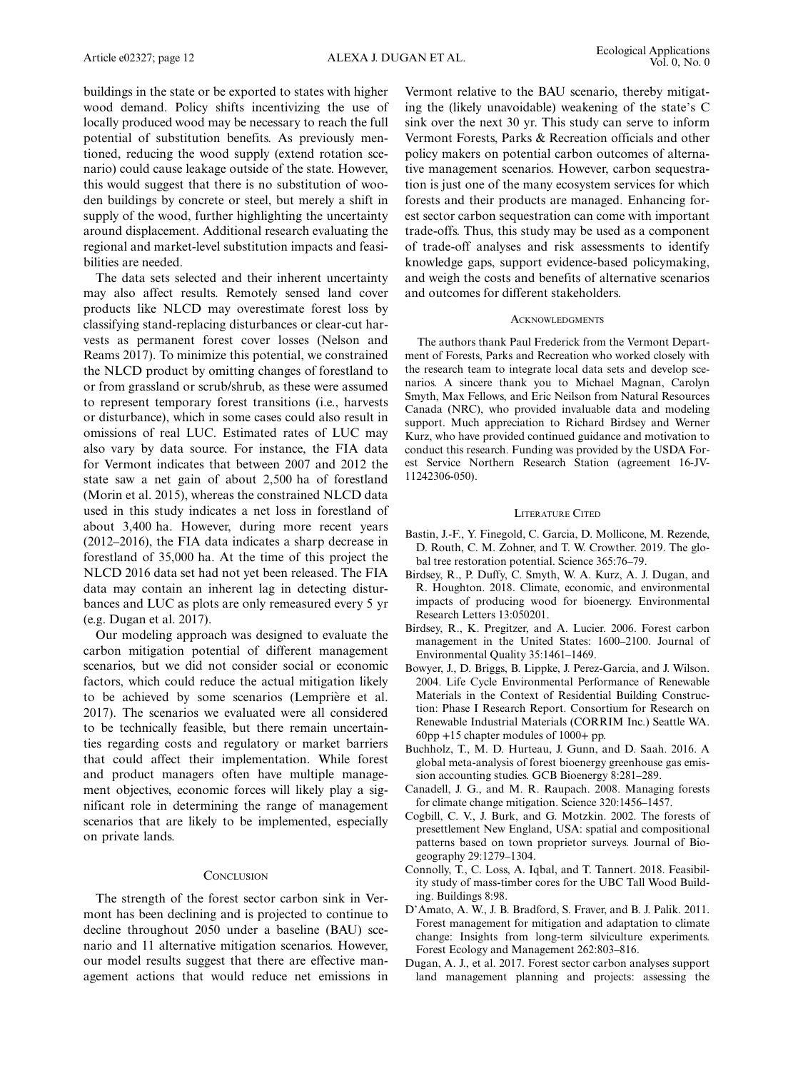buildings in the state or be exported to states with higher wood demand. Policy shifts incentivizing the use of locally produced wood may be necessary to reach the full potential of substitution benefits. As previously mentioned, reducing the wood supply (extend rotation scenario) could cause leakage outside of the state. However, this would suggest that there is no substitution of wooden buildings by concrete or steel, but merely a shift in supply of the wood, further highlighting the uncertainty around displacement. Additional research evaluating the regional and market-level substitution impacts and feasibilities are needed.

The data sets selected and their inherent uncertainty may also affect results. Remotely sensed land cover products like NLCD may overestimate forest loss by classifying stand-replacing disturbances or clear-cut harvests as permanent forest cover losses (Nelson and Reams 2017). To minimize this potential, we constrained the NLCD product by omitting changes of forestland to or from grassland or scrub/shrub, as these were assumed to represent temporary forest transitions (i.e., harvests or disturbance), which in some cases could also result in omissions of real LUC. Estimated rates of LUC may also vary by data source. For instance, the FIA data for Vermont indicates that between 2007 and 2012 the state saw a net gain of about 2,500 ha of forestland (Morin et al. 2015), whereas the constrained NLCD data used in this study indicates a net loss in forestland of about 3,400 ha. However, during more recent years (2012–2016), the FIA data indicates a sharp decrease in forestland of 35,000 ha. At the time of this project the NLCD 2016 data set had not yet been released. The FIA data may contain an inherent lag in detecting disturbances and LUC as plots are only remeasured every 5 yr (e.g. Dugan et al. 2017).

Our modeling approach was designed to evaluate the carbon mitigation potential of different management scenarios, but we did not consider social or economic factors, which could reduce the actual mitigation likely to be achieved by some scenarios (Lemprière et al. 2017). The scenarios we evaluated were all considered to be technically feasible, but there remain uncertainties regarding costs and regulatory or market barriers that could affect their implementation. While forest and product managers often have multiple management objectives, economic forces will likely play a significant role in determining the range of management scenarios that are likely to be implemented, especially on private lands.

## Conclusion

The strength of the forest sector carbon sink in Vermont has been declining and is projected to continue to decline throughout 2050 under a baseline (BAU) scenario and 11 alternative mitigation scenarios. However, our model results suggest that there are effective management actions that would reduce net emissions in Vermont relative to the BAU scenario, thereby mitigating the (likely unavoidable) weakening of the state's C sink over the next 30 yr. This study can serve to inform Vermont Forests, Parks & Recreation officials and other policy makers on potential carbon outcomes of alternative management scenarios. However, carbon sequestration is just one of the many ecosystem services for which forests and their products are managed. Enhancing forest sector carbon sequestration can come with important trade-offs. Thus, this study may be used as a component of trade-off analyses and risk assessments to identify knowledge gaps, support evidence-based policymaking, and weigh the costs and benefits of alternative scenarios and outcomes for different stakeholders.

## Acknowledgments

The authors thank Paul Frederick from the Vermont Department of Forests, Parks and Recreation who worked closely with the research team to integrate local data sets and develop scenarios. A sincere thank you to Michael Magnan, Carolyn Smyth, Max Fellows, and Eric Neilson from Natural Resources Canada (NRC), who provided invaluable data and modeling support. Much appreciation to Richard Birdsey and Werner Kurz, who have provided continued guidance and motivation to conduct this research. Funding was provided by the USDA Forest Service Northern Research Station (agreement 16-JV-11242306-050).

## Literature Cited

Bastin, J.-F., Y. Finegold, C. Garcia, D. Mollicone, M. Rezende, D. Routh, C. M. Zohner, and T. W. Crowther. 2019. The global tree restoration potential. Science 365:76–79.

Birdsey, R., P. Duffy, C. Smyth, W. A. Kurz, A. J. Dugan, and R. Houghton. 2018. Climate, economic, and environmental impacts of producing wood for bioenergy. Environmental Research Letters 13:050201.

Birdsey, R., K. Pregitzer, and A. Lucier. 2006. Forest carbon management in the United States: 1600–2100. Journal of Environmental Quality 35:1461–1469.

Bowyer, J., D. Briggs, B. Lippke, J. Perez-Garcia, and J. Wilson. 2004. Life Cycle Environmental Performance of Renewable Materials in the Context of Residential Building Construction: Phase I Research Report. Consortium for Research on Renewable Industrial Materials (CORRIM Inc.) Seattle WA. 60pp +15 chapter modules of 1000+ pp.

Buchholz, T., M. D. Hurteau, J. Gunn, and D. Saah. 2016. A global meta-analysis of forest bioenergy greenhouse gas emission accounting studies. GCB Bioenergy 8:281–289.

Canadell, J. G., and M. R. Raupach. 2008. Managing forests for climate change mitigation. Science 320:1456–1457.

Cogbill, C. V., J. Burk, and G. Motzkin. 2002. The forests of presettlement New England, USA: spatial and compositional patterns based on town proprietor surveys. Journal of Biogeography 29:1279–1304.

Connolly, T., C. Loss, A. Iqbal, and T. Tannert. 2018. Feasibility study of mass-timber cores for the UBC Tall Wood Building. Buildings 8:98.

D'Amato, A. W., J. B. Bradford, S. Fraver, and B. J. Palik. 2011. Forest management for mitigation and adaptation to climate change: Insights from long-term silviculture experiments. Forest Ecology and Management 262:803–816.

Dugan, A. J., et al. 2017. Forest sector carbon analyses support land management planning and projects: assessing the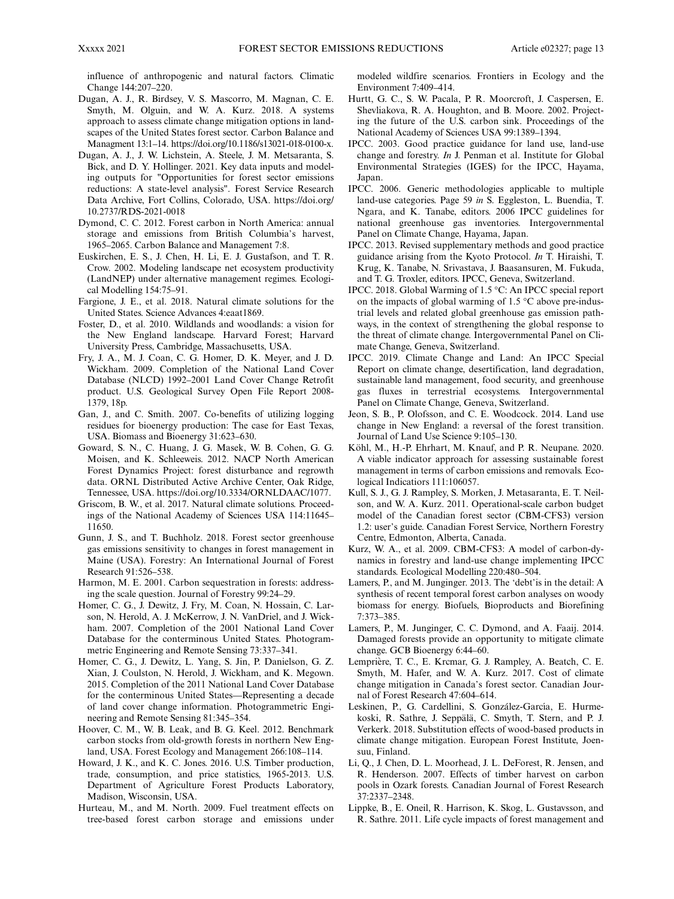influence of anthropogenic and natural factors. Climatic Change 144:207–220.

Dugan, A. J., R. Birdsey, V. S. Mascorro, M. Magnan, C. E. Smyth, M. Olguin, and W. A. Kurz. 2018. A systems approach to assess climate change mitigation options in landscapes of the United States forest sector. Carbon Balance and Managment 13:1–14. https://doi.org/10.1186/s13021-018-0100-x.

Dugan, A. J., J. W. Lichstein, A. Steele, J. M. Metsaranta, S. Bick, and D. Y. Hollinger. 2021. Key data inputs and modeling outputs for "Opportunities for forest sector emissions reductions: A state-level analysis". Forest Service Research Data Archive, Fort Collins, Colorado, USA. https://doi.org/10.2737/RDS-2021-0018

Dymond, C. C. 2012. Forest carbon in North America: annual storage and emissions from British Columbia's harvest, 1965–2065. Carbon Balance and Management 7:8.

Euskirchen, E. S., J. Chen, H. Li, E. J. Gustafson, and T. R. Crow. 2002. Modeling landscape net ecosystem productivity (LandNEP) under alternative management regimes. Ecological Modelling 154:75–91.

Fargione, J. E., et al. 2018. Natural climate solutions for the United States. Science Advances 4:eaat1869.

Foster, D., et al. 2010. Wildlands and woodlands: a vision for the New England landscape. Harvard Forest; Harvard University Press, Cambridge, Massachusetts, USA.

Fry, J. A., M. J. Coan, C. G. Homer, D. K. Meyer, and J. D. Wickham. 2009. Completion of the National Land Cover Database (NLCD) 1992–2001 Land Cover Change Retrofit product. U.S. Geological Survey Open File Report 2008-1379, 18p.

Gan, J., and C. Smith. 2007. Co-benefits of utilizing logging residues for bioenergy production: The case for East Texas, USA. Biomass and Bioenergy 31:623–630.

Goward, S. N., C. Huang, J. G. Masek, W. B. Cohen, G. G. Moisen, and K. Schleeweis. 2012. NACP North American Forest Dynamics Project: forest disturbance and regrowth data. ORNL Distributed Active Archive Center, Oak Ridge, Tennessee, USA. https://doi.org/10.3334/ORNLDAAC/1077.

Griscom, B. W., et al. 2017. Natural climate solutions. Proceedings of the National Academy of Sciences USA 114:11645–11650.

Gunn, J. S., and T. Buchholz. 2018. Forest sector greenhouse gas emissions sensitivity to changes in forest management in Maine (USA). Forestry: An International Journal of Forest Research 91:526–538.

Harmon, M. E. 2001. Carbon sequestration in forests: addressing the scale question. Journal of Forestry 99:24–29.

Homer, C. G., J. Dewitz, J. Fry, M. Coan, N. Hossain, C. Larson, N. Herold, A. J. McKerrow, J. N. VanDriel, and J. Wickham. 2007. Completion of the 2001 National Land Cover Database for the conterminous United States. Photogrammetric Engineering and Remote Sensing 73:337–341.

Homer, C. G., J. Dewitz, L. Yang, S. Jin, P. Danielson, G. Z. Xian, J. Coulston, N. Herold, J. Wickham, and K. Megown. 2015. Completion of the 2011 National Land Cover Database for the conterminous United States—Representing a decade of land cover change information. Photogrammetric Engineering and Remote Sensing 81:345–354.

Hoover, C. M., W. B. Leak, and B. G. Keel. 2012. Benchmark carbon stocks from old-growth forests in northern New England, USA. Forest Ecology and Management 266:108–114.

Howard, J. K., and K. C. Jones. 2016. U.S. Timber production, trade, consumption, and price statistics, 1965-2013. U.S. Department of Agriculture Forest Products Laboratory, Madison, Wisconsin, USA.

Hurteau, M., and M. North. 2009. Fuel treatment effects on tree-based forest carbon storage and emissions under modeled wildfire scenarios. Frontiers in Ecology and the Environment 7:409–414.

Hurtt, G. C., S. W. Pacala, P. R. Moorcroft, J. Caspersen, E. Shevliakova, R. A. Houghton, and B. Moore. 2002. Projecting the future of the U.S. carbon sink. Proceedings of the National Academy of Sciences USA 99:1389–1394.

IPCC. 2003. Good practice guidance for land use, land-use change and forestry. *In* J. Penman et al. Institute for Global Environmental Strategies (IGES) for the IPCC, Hayama, Japan.

IPCC. 2006. Generic methodologies applicable to multiple land-use categories. Page 59 *in* S. Eggleston, L. Buendia, T. Ngara, and K. Tanabe, editors. 2006 IPCC guidelines for national greenhouse gas inventories. Intergovernmental Panel on Climate Change, Hayama, Japan.

IPCC. 2013. Revised supplementary methods and good practice guidance arising from the Kyoto Protocol. *In* T. Hiraishi, T. Krug, K. Tanabe, N. Srivastava, J. Baasansuren, M. Fukuda, and T. G. Troxler, editors. IPCC, Geneva, Switzerland.

IPCC. 2018. Global Warming of 1.5 °C: An IPCC special report on the impacts of global warming of 1.5 °C above pre-industrial levels and related global greenhouse gas emission pathways, in the context of strengthening the global response to the threat of climate change. Intergovernmental Panel on Climate Change, Geneva, Switzerland.

IPCC. 2019. Climate Change and Land: An IPCC Special Report on climate change, desertification, land degradation, sustainable land management, food security, and greenhouse gas fluxes in terrestrial ecosystems. Intergovernmental Panel on Climate Change, Geneva, Switzerland.

Jeon, S. B., P. Olofsson, and C. E. Woodcock. 2014. Land use change in New England: a reversal of the forest transition. Journal of Land Use Science 9:105–130.

Köhl, M., H.-P. Ehrhart, M. Knauf, and P. R. Neupane. 2020. A viable indicator approach for assessing sustainable forest management in terms of carbon emissions and removals. Ecological Indications 111:106057.

Kull, S. J., G. J. Rampley, S. Morken, J. Metasaranta, E. T. Neilson, and W. A. Kurz. 2011. Operational-scale carbon budget model of the Canadian forest sector (CBM-CFS3) version 1.2: user's guide. Canadian Forest Service, Northern Forestry Centre, Edmonton, Alberta, Canada.

Kurz, W. A., et al. 2009. CBM-CFS3: A model of carbon-dynamics in forestry and land-use change implementing IPCC standards. Ecological Modelling 220:480–504.

Lamers, P., and M. Junginger. 2013. The 'debt'is in the detail: A synthesis of recent temporal forest carbon analyses on woody biomass for energy. Biofuels, Bioproducts and Biorefining 7:373–385.

Lamers, P., M. Junginger, C. C. Dymond, and A. Faaij. 2014. Damaged forests provide an opportunity to mitigate climate change. GCB Bioenergy 6:44–60.

Lemprière, T. C., E. Krcmar, G. J. Rampley, A. Beatch, C. E. Smyth, M. Hafer, and W. A. Kurz. 2017. Cost of climate change mitigation in Canada's forest sector. Canadian Journal of Forest Research 47:604–614.

Leskinen, P., G. Cardellini, S. González-García, E. Hurmekoski, R. Sathre, J. Seppälä, C. Smyth, T. Stern, and P. J. Verkerk. 2018. Substitution effects of wood-based products in climate change mitigation. European Forest Institute, Joensuu, Finland.

Li, Q., J. Chen, D. L. Moorhead, J. L. DeForest, R. Jensen, and R. Henderson. 2007. Effects of timber harvest on carbon pools in Ozark forests. Canadian Journal of Forest Research 37:2337–2348.

Lippke, B., E. Oneil, R. Harrison, K. Skog, L. Gustavsson, and R. Sathre. 2011. Life cycle impacts of forest management and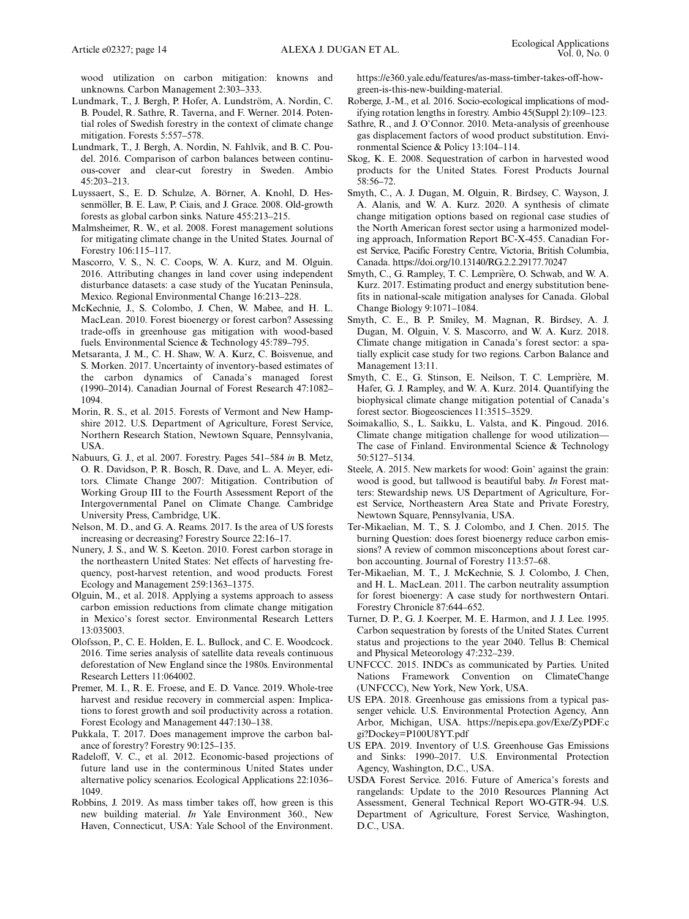wood utilization on carbon mitigation: knowns and unknowns. Carbon Management 2:303–333.

Lundmark, T., J. Bergh, P. Hofer, A. Lundström, A. Nordin, C. B. Poudel, R. Sathre, R. Taverna, and F. Werner. 2014. Potential roles of Swedish forestry in the context of climate change mitigation. Forests 5:557–578.

Lundmark, T., J. Bergh, A. Nordin, N. Fahlvik, and B. C. Poudel. 2016. Comparison of carbon balances between continuous-cover and clear-cut forestry in Sweden. Ambio 45:203–213.

Luyssaert, S., E. D. Schulze, A. Börner, A. Knohl, D. Hessenmöller, B. E. Law, P. Ciais, and J. Grace. 2008. Old-growth forests as global carbon sinks. Nature 455:213–215.

Malmsheimer, R. W., et al. 2008. Forest management solutions for mitigating climate change in the United States. Journal of Forestry 106:115–117.

Mascorro, V. S., N. C. Coops, W. A. Kurz, and M. Olguín. 2016. Attributing changes in land cover using independent disturbance datasets: a case study of the Yucatan Peninsula, Mexico. Regional Environmental Change 16:213–228.

McKechnie, J., S. Colombo, J. Chen, W. Mabee, and H. L. MacLean. 2010. Forest bioenergy or forest carbon? Assessing trade-offs in greenhouse gas mitigation with wood-based fuels. Environmental Science & Technology 45:789–795.

Metsaranta, J. M., C. H. Shaw, W. A. Kurz, C. Boisvenue, and S. Morken. 2017. Uncertainty of inventory-based estimates of the carbon dynamics of Canada's managed forest (1990–2014). Canadian Journal of Forest Research 47:1082–1094.

Morin, R. S., et al. 2015. Forests of Vermont and New Hampshire 2012. U.S. Department of Agriculture, Forest Service, Northern Research Station, Newtown Square, Pennsylvania, USA.

Nabuurs, G. J., et al. 2007. Forestry. Pages 541–584 *in* B. Metz, O. R. Davidson, P. R. Bosch, R. Dave, and L. A. Meyer, editors. Climate Change 2007: Mitigation. Contribution of Working Group III to the Fourth Assessment Report of the Intergovernmental Panel on Climate Change. Cambridge University Press, Cambridge, UK.

Nelson, M. D., and G. A. Reams. 2017. Is the area of US forests increasing or decreasing? Forestry Source 22:16–17.

Nunery, J. S., and W. S. Keeton. 2010. Forest carbon storage in the northeastern United States: Net effects of harvesting frequency, post-harvest retention, and wood products. Forest Ecology and Management 259:1363–1375.

Olguin, M., et al. 2018. Applying a systems approach to assess carbon emission reductions from climate change mitigation in Mexico's forest sector. Environmental Research Letters 13:035003.

Olofsson, P., C. E. Holden, E. L. Bullock, and C. E. Woodcock. 2016. Time series analysis of satellite data reveals continuous deforestation of New England since the 1980s. Environmental Research Letters 11:064002.

Premer, M. I., R. E. Froese, and E. D. Vance. 2019. Whole-tree harvest and residue recovery in commercial aspen: Implications to forest growth and soil productivity across a rotation. Forest Ecology and Management 447:130–138.

Pukkala, T. 2017. Does management improve the carbon balance of forestry? Forestry 90:125–135.

Radeloff, V. C., et al. 2012. Economic-based projections of future land use in the conterminous United States under alternative policy scenarios. Ecological Applications 22:1036–1049.

Robbins, J. 2019. As mass timber takes off, how green is this new building material. *In* Yale Environment 360., New Haven, Connecticut, USA: Yale School of the Environment. https://e360.yale.edu/features/as-mass-timber-takes-off-how-green-is-this-new-building-material.

Roberge, J.-M., et al. 2016. Socio-ecological implications of modifying rotation lengths in forestry. Ambio 45(Suppl 2):109–123.

Sathre, R., and J. O'Connor. 2010. Meta-analysis of greenhouse gas displacement factors of wood product substitution. Environmental Science & Policy 13:104–114.

Skog, K. E. 2008. Sequestration of carbon in harvested wood products for the United States. Forest Products Journal 58:56–72.

Smyth, C., A. J. Dugan, M. Olguin, R. Birdsey, C. Wayson, J. A. Alanís, and W. A. Kurz. 2020. A synthesis of climate change mitigation options based on regional case studies of the North American forest sector using a harmonized modeling approach, Information Report BC-X-455. Canadian Forest Service, Pacific Forestry Centre, Victoria, British Columbia, Canada. https://doi.org/10.13140/RG.2.2.29177.70247

Smyth, C., G. Rampley, T. C. Lemprière, O. Schwab, and W. A. Kurz. 2017. Estimating product and energy substitution benefits in national-scale mitigation analyses for Canada. Global Change Biology 9:1071–1084.

Smyth, C. E., B. P. Smiley, M. Magnan, R. Birdsey, A. J. Dugan, M. Olguin, V. S. Mascorro, and W. A. Kurz. 2018. Climate change mitigation in Canada's forest sector: a spatially explicit case study for two regions. Carbon Balance and Management 13:11.

Smyth, C. E., G. Stinson, E. Neilson, T. C. Lemprière, M. Hafer, G. J. Rampley, and W. A. Kurz. 2014. Quantifying the biophysical climate change mitigation potential of Canada's forest sector. Biogeosciences 11:3515–3529.

Soimakallio, S., L. Saikku, L. Valsta, and K. Pingoud. 2016. Climate change mitigation challenge for wood utilization—The case of Finland. Environmental Science & Technology 50:5127–5134.

Steele, A. 2015. New markets for wood: Goin' against the grain: wood is good, but tallwood is beautiful baby. *In* Forest matters: Stewardship news. US Department of Agriculture, Forest Service, Northeastern Area State and Private Forestry, Newtown Square, Pennsylvania, USA.

Ter-Mikaelian, M. T., S. J. Colombo, and J. Chen. 2015. The burning Question: does forest bioenergy reduce carbon emissions? A review of common misconceptions about forest carbon accounting. Journal of Forestry 113:57–68.

Ter-Mikaelian, M. T., J. McKechnie, S. J. Colombo, J. Chen, and H. L. MacLean. 2011. The carbon neutrality assumption for forest bioenergy: A case study for northwestern Ontari. Forestry Chronicle 87:644–652.

Turner, D. P., G. J. Koerper, M. E. Harmon, and J. J. Lee. 1995. Carbon sequestration by forests of the United States. Current status and projections to the year 2040. Tellus B: Chemical and Physical Meteorology 47:232–239.

UNFCCC. 2015. INDCs as communicated by Parties. United Nations Framework Convention on ClimateChange (UNFCCC), New York, New York, USA.

US EPA. 2018. Greenhouse gas emissions from a typical passenger vehicle. U.S. Environmental Protection Agency, Ann Arbor, Michigan, USA. https://nepis.epa.gov/Exe/ZyPDF.cgi?Dockey=P100U8YT.pdf

US EPA. 2019. Inventory of U.S. Greenhouse Gas Emissions and Sinks: 1990–2017. U.S. Environmental Protection Agency, Washington, D.C., USA.

USDA Forest Service. 2016. Future of America's forests and rangelands: Update to the 2010 Resources Planning Act Assessment, General Technical Report WO-GTR-94. U.S. Department of Agriculture, Forest Service, Washington, D.C., USA.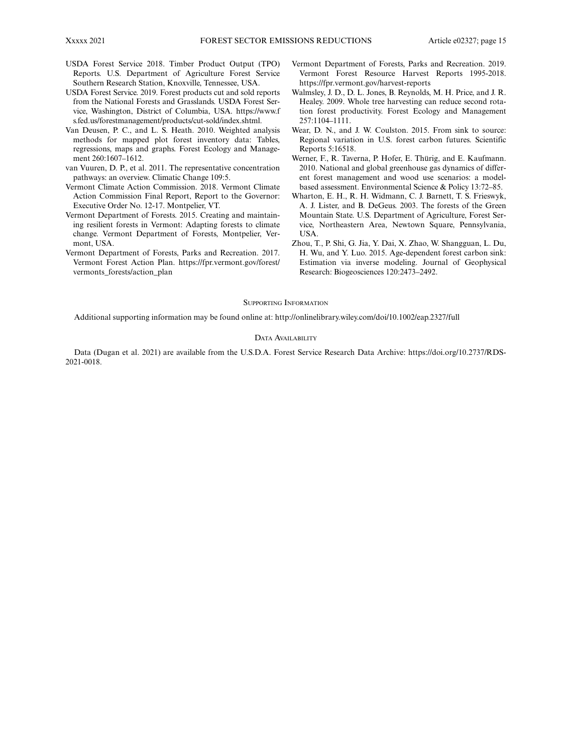USDA Forest Service 2018. Timber Product Output (TPO) Reports. U.S. Department of Agriculture Forest Service Southern Research Station, Knoxville, Tennessee, USA.

USDA Forest Service. 2019. Forest products cut and sold reports from the National Forests and Grasslands. USDA Forest Service, Washington, District of Columbia, USA. https://www.fs.fed.us/forestmanagement/products/cut-sold/index.shtml.

Van Deusen, P. C., and L. S. Heath. 2010. Weighted analysis methods for mapped plot forest inventory data: Tables, regressions, maps and graphs. Forest Ecology and Management 260:1607–1612.

van Vuuren, D. P., et al. 2011. The representative concentration pathways: an overview. Climatic Change 109:5.

Vermont Climate Action Commission. 2018. Vermont Climate Action Commission Final Report, Report to the Governor: Executive Order No. 12-17. Montpelier, VT.

Vermont Department of Forests. 2015. Creating and maintaining resilient forests in Vermont: Adapting forests to climate change. Vermont Department of Forests, Montpelier, Vermont, USA.

Vermont Department of Forests, Parks and Recreation. 2017. Vermont Forest Action Plan. https://fpr.vermont.gov/forest/vermonts_forests/action_plan

Vermont Department of Forests, Parks and Recreation. 2019. Vermont Forest Resource Harvest Reports 1995-2018. https://fpr.vermont.gov/harvest-reports

Walmsley, J. D., D. L. Jones, B. Reynolds, M. H. Price, and J. R. Healey. 2009. Whole tree harvesting can reduce second rotation forest productivity. Forest Ecology and Management 257:1104–1111.

Wear, D. N., and J. W. Coulston. 2015. From sink to source: Regional variation in U.S. forest carbon futures. Scientific Reports 5:16518.

Werner, F., R. Taverna, P. Hofer, E. Thürig, and E. Kaufmann. 2010. National and global greenhouse gas dynamics of different forest management and wood use scenarios: a model-based assessment. Environmental Science & Policy 13:72–85.

Wharton, E. H., R. H. Widmann, C. J. Barnett, T. S. Frieswyk, A. J. Lister, and B. DeGeus. 2003. The forests of the Green Mountain State. U.S. Department of Agriculture, Forest Service, Northeastern Area, Newtown Square, Pennsylvania, USA.

Zhou, T., P. Shi, G. Jia, Y. Dai, X. Zhao, W. Shangguan, L. Du, H. Wu, and Y. Luo. 2015. Age-dependent forest carbon sink: Estimation via inverse modeling. Journal of Geophysical Research: Biogeosciences 120:2473–2492.

## Supporting Information

Additional supporting information may be found online at: http://onlinelibrary.wiley.com/doi/10.1002/eap.2327/full

## Data Availability

Data (Dugan et al. 2021) are available from the U.S.D.A. Forest Service Research Data Archive: https://doi.org/10.2737/RDS-2021-0018.